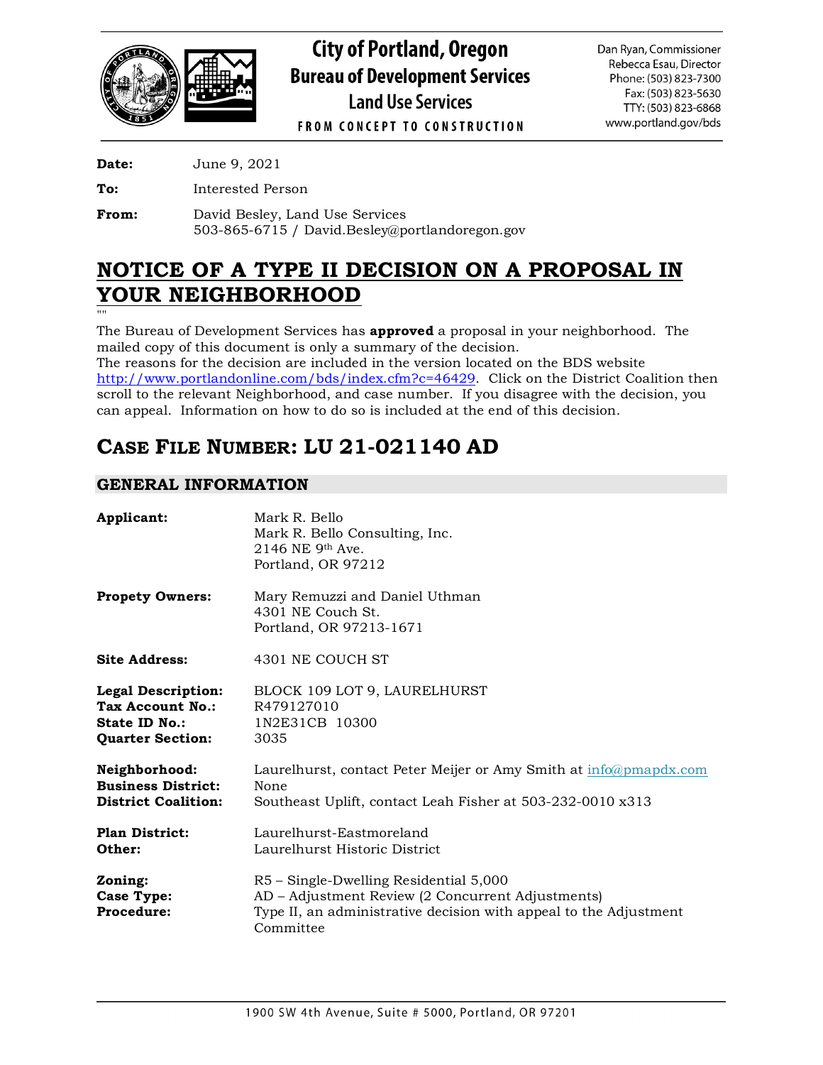# City of Portland, Oregon
## Bureau of Development Services
### Land Use Services

FROM CONCEPT TO CONSTRUCTION

Dan Ryan, Commissioner
Rebecca Esau, Director
Phone: (503) 823-7300
Fax: (503) 823-5630
TTY: (503) 823-6868
www.portland.gov/bds

**Date:** June 9, 2021

**To:** Interested Person

**From:** David Besley, Land Use Services
503-865-6715 / David.Besley@portlandoregon.gov

# NOTICE OF A TYPE II DECISION ON A PROPOSAL IN YOUR NEIGHBORHOOD

""

The Bureau of Development Services has **approved** a proposal in your neighborhood. The mailed copy of this document is only a summary of the decision.
The reasons for the decision are included in the version located on the BDS website http://www.portlandonline.com/bds/index.cfm?c=46429. Click on the District Coalition then scroll to the relevant Neighborhood, and case number. If you disagree with the decision, you can appeal. Information on how to do so is included at the end of this decision.

# CASE FILE NUMBER: LU 21-021140 AD

## GENERAL INFORMATION

**Applicant:** Mark R. Bello
Mark R. Bello Consulting, Inc.
2146 NE 9th Ave.
Portland, OR 97212

**Propety Owners:** Mary Remuzzi and Daniel Uthman
4301 NE Couch St.
Portland, OR 97213-1671

**Site Address:** 4301 NE COUCH ST

**Legal Description:** BLOCK 109 LOT 9, LAURELHURST
**Tax Account No.:** R479127010
**State ID No.:** 1N2E31CB 10300
**Quarter Section:** 3035

**Neighborhood:** Laurelhurst, contact Peter Meijer or Amy Smith at info@pmapdx.com
**Business District:** None
**District Coalition:** Southeast Uplift, contact Leah Fisher at 503-232-0010 x313

**Plan District:** Laurelhurst-Eastmoreland
**Other:** Laurelhurst Historic District

**Zoning:** R5 – Single-Dwelling Residential 5,000
**Case Type:** AD – Adjustment Review (2 Concurrent Adjustments)
**Procedure:** Type II, an administrative decision with appeal to the Adjustment Committee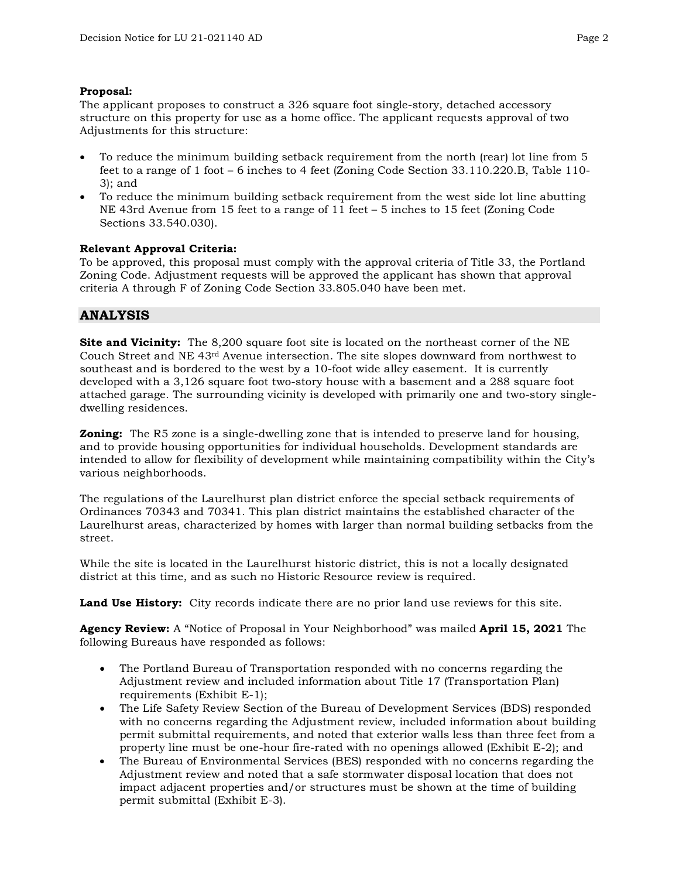**Proposal:**
The applicant proposes to construct a 326 square foot single-story, detached accessory structure on this property for use as a home office. The applicant requests approval of two Adjustments for this structure:

- To reduce the minimum building setback requirement from the north (rear) lot line from 5 feet to a range of 1 foot – 6 inches to 4 feet (Zoning Code Section 33.110.220.B, Table 110-3); and
- To reduce the minimum building setback requirement from the west side lot line abutting NE 43rd Avenue from 15 feet to a range of 11 feet – 5 inches to 15 feet (Zoning Code Sections 33.540.030).

**Relevant Approval Criteria:**
To be approved, this proposal must comply with the approval criteria of Title 33, the Portland Zoning Code. Adjustment requests will be approved the applicant has shown that approval criteria A through F of Zoning Code Section 33.805.040 have been met.

## ANALYSIS

**Site and Vicinity:** The 8,200 square foot site is located on the northeast corner of the NE Couch Street and NE 43rd Avenue intersection. The site slopes downward from northwest to southeast and is bordered to the west by a 10-foot wide alley easement. It is currently developed with a 3,126 square foot two-story house with a basement and a 288 square foot attached garage. The surrounding vicinity is developed with primarily one and two-story single-dwelling residences.

**Zoning:** The R5 zone is a single-dwelling zone that is intended to preserve land for housing, and to provide housing opportunities for individual households. Development standards are intended to allow for flexibility of development while maintaining compatibility within the City's various neighborhoods.

The regulations of the Laurelhurst plan district enforce the special setback requirements of Ordinances 70343 and 70341. This plan district maintains the established character of the Laurelhurst areas, characterized by homes with larger than normal building setbacks from the street.

While the site is located in the Laurelhurst historic district, this is not a locally designated district at this time, and as such no Historic Resource review is required.

**Land Use History:** City records indicate there are no prior land use reviews for this site.

**Agency Review:** A "Notice of Proposal in Your Neighborhood" was mailed **April 15, 2021** The following Bureaus have responded as follows:

- The Portland Bureau of Transportation responded with no concerns regarding the Adjustment review and included information about Title 17 (Transportation Plan) requirements (Exhibit E-1);
- The Life Safety Review Section of the Bureau of Development Services (BDS) responded with no concerns regarding the Adjustment review, included information about building permit submittal requirements, and noted that exterior walls less than three feet from a property line must be one-hour fire-rated with no openings allowed (Exhibit E-2); and
- The Bureau of Environmental Services (BES) responded with no concerns regarding the Adjustment review and noted that a safe stormwater disposal location that does not impact adjacent properties and/or structures must be shown at the time of building permit submittal (Exhibit E-3).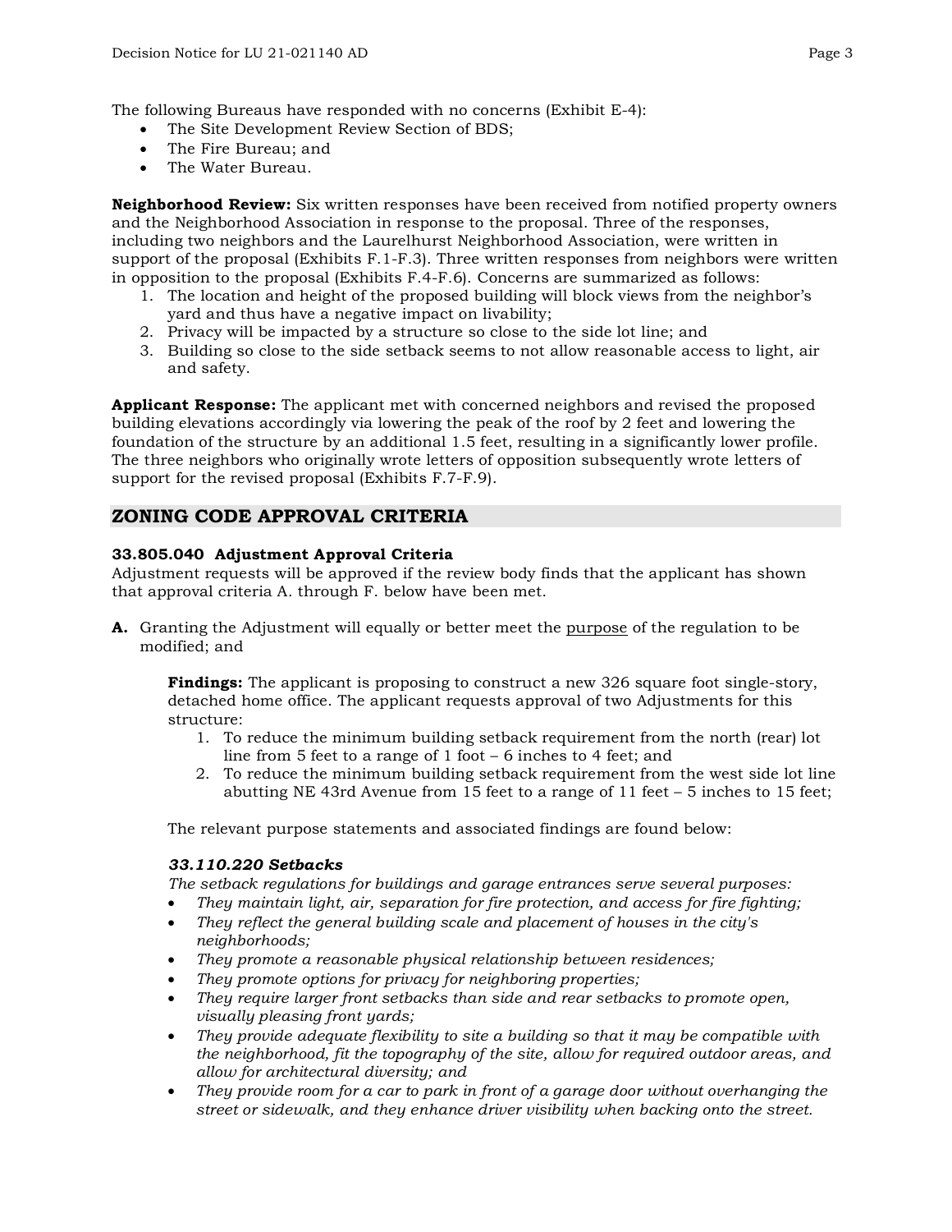The following Bureaus have responded with no concerns (Exhibit E-4):

- The Site Development Review Section of BDS;
- The Fire Bureau; and
- The Water Bureau.

**Neighborhood Review:** Six written responses have been received from notified property owners and the Neighborhood Association in response to the proposal. Three of the responses, including two neighbors and the Laurelhurst Neighborhood Association, were written in support of the proposal (Exhibits F.1-F.3). Three written responses from neighbors were written in opposition to the proposal (Exhibits F.4-F.6). Concerns are summarized as follows:

1. The location and height of the proposed building will block views from the neighbor's yard and thus have a negative impact on livability;
2. Privacy will be impacted by a structure so close to the side lot line; and
3. Building so close to the side setback seems to not allow reasonable access to light, air and safety.

**Applicant Response:** The applicant met with concerned neighbors and revised the proposed building elevations accordingly via lowering the peak of the roof by 2 feet and lowering the foundation of the structure by an additional 1.5 feet, resulting in a significantly lower profile. The three neighbors who originally wrote letters of opposition subsequently wrote letters of support for the revised proposal (Exhibits F.7-F.9).

## ZONING CODE APPROVAL CRITERIA

**33.805.040 Adjustment Approval Criteria**
Adjustment requests will be approved if the review body finds that the applicant has shown that approval criteria A. through F. below have been met.

**A.** Granting the Adjustment will equally or better meet the purpose of the regulation to be modified; and

**Findings:** The applicant is proposing to construct a new 326 square foot single-story, detached home office. The applicant requests approval of two Adjustments for this structure:

1. To reduce the minimum building setback requirement from the north (rear) lot line from 5 feet to a range of 1 foot – 6 inches to 4 feet; and
2. To reduce the minimum building setback requirement from the west side lot line abutting NE 43rd Avenue from 15 feet to a range of 11 feet – 5 inches to 15 feet;

The relevant purpose statements and associated findings are found below:

***33.110.220 Setbacks***
*The setback regulations for buildings and garage entrances serve several purposes:*

- *They maintain light, air, separation for fire protection, and access for fire fighting;*
- *They reflect the general building scale and placement of houses in the city's neighborhoods;*
- *They promote a reasonable physical relationship between residences;*
- *They promote options for privacy for neighboring properties;*
- *They require larger front setbacks than side and rear setbacks to promote open, visually pleasing front yards;*
- *They provide adequate flexibility to site a building so that it may be compatible with the neighborhood, fit the topography of the site, allow for required outdoor areas, and allow for architectural diversity; and*
- *They provide room for a car to park in front of a garage door without overhanging the street or sidewalk, and they enhance driver visibility when backing onto the street.*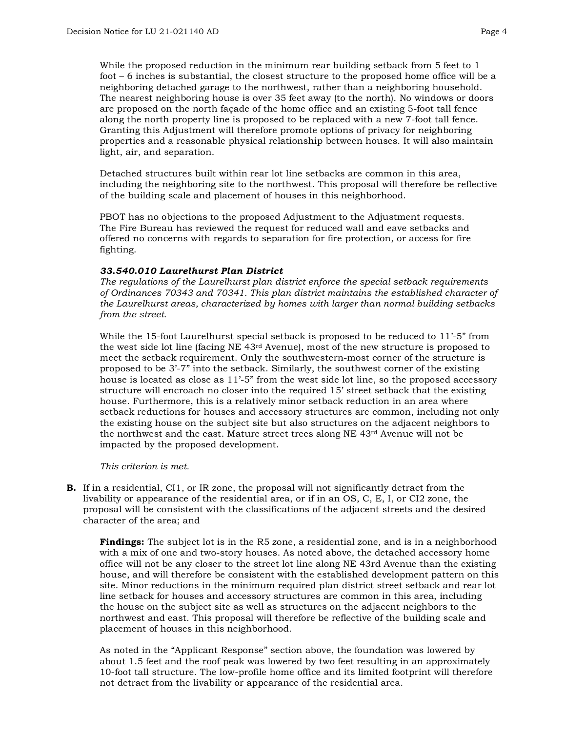While the proposed reduction in the minimum rear building setback from 5 feet to 1 foot – 6 inches is substantial, the closest structure to the proposed home office will be a neighboring detached garage to the northwest, rather than a neighboring household. The nearest neighboring house is over 35 feet away (to the north). No windows or doors are proposed on the north façade of the home office and an existing 5-foot tall fence along the north property line is proposed to be replaced with a new 7-foot tall fence. Granting this Adjustment will therefore promote options of privacy for neighboring properties and a reasonable physical relationship between houses. It will also maintain light, air, and separation.

Detached structures built within rear lot line setbacks are common in this area, including the neighboring site to the northwest. This proposal will therefore be reflective of the building scale and placement of houses in this neighborhood.

PBOT has no objections to the proposed Adjustment to the Adjustment requests. The Fire Bureau has reviewed the request for reduced wall and eave setbacks and offered no concerns with regards to separation for fire protection, or access for fire fighting.

***33.540.010 Laurelhurst Plan District***
*The regulations of the Laurelhurst plan district enforce the special setback requirements of Ordinances 70343 and 70341. This plan district maintains the established character of the Laurelhurst areas, characterized by homes with larger than normal building setbacks from the street.*

While the 15-foot Laurelhurst special setback is proposed to be reduced to 11'-5" from the west side lot line (facing NE 43rd Avenue), most of the new structure is proposed to meet the setback requirement. Only the southwestern-most corner of the structure is proposed to be 3'-7" into the setback. Similarly, the southwest corner of the existing house is located as close as 11'-5" from the west side lot line, so the proposed accessory structure will encroach no closer into the required 15' street setback that the existing house. Furthermore, this is a relatively minor setback reduction in an area where setback reductions for houses and accessory structures are common, including not only the existing house on the subject site but also structures on the adjacent neighbors to the northwest and the east. Mature street trees along NE 43rd Avenue will not be impacted by the proposed development.

*This criterion is met.*

**B.** If in a residential, CI1, or IR zone, the proposal will not significantly detract from the livability or appearance of the residential area, or if in an OS, C, E, I, or CI2 zone, the proposal will be consistent with the classifications of the adjacent streets and the desired character of the area; and

**Findings:** The subject lot is in the R5 zone, a residential zone, and is in a neighborhood with a mix of one and two-story houses. As noted above, the detached accessory home office will not be any closer to the street lot line along NE 43rd Avenue than the existing house, and will therefore be consistent with the established development pattern on this site. Minor reductions in the minimum required plan district street setback and rear lot line setback for houses and accessory structures are common in this area, including the house on the subject site as well as structures on the adjacent neighbors to the northwest and east. This proposal will therefore be reflective of the building scale and placement of houses in this neighborhood.

As noted in the "Applicant Response" section above, the foundation was lowered by about 1.5 feet and the roof peak was lowered by two feet resulting in an approximately 10-foot tall structure. The low-profile home office and its limited footprint will therefore not detract from the livability or appearance of the residential area.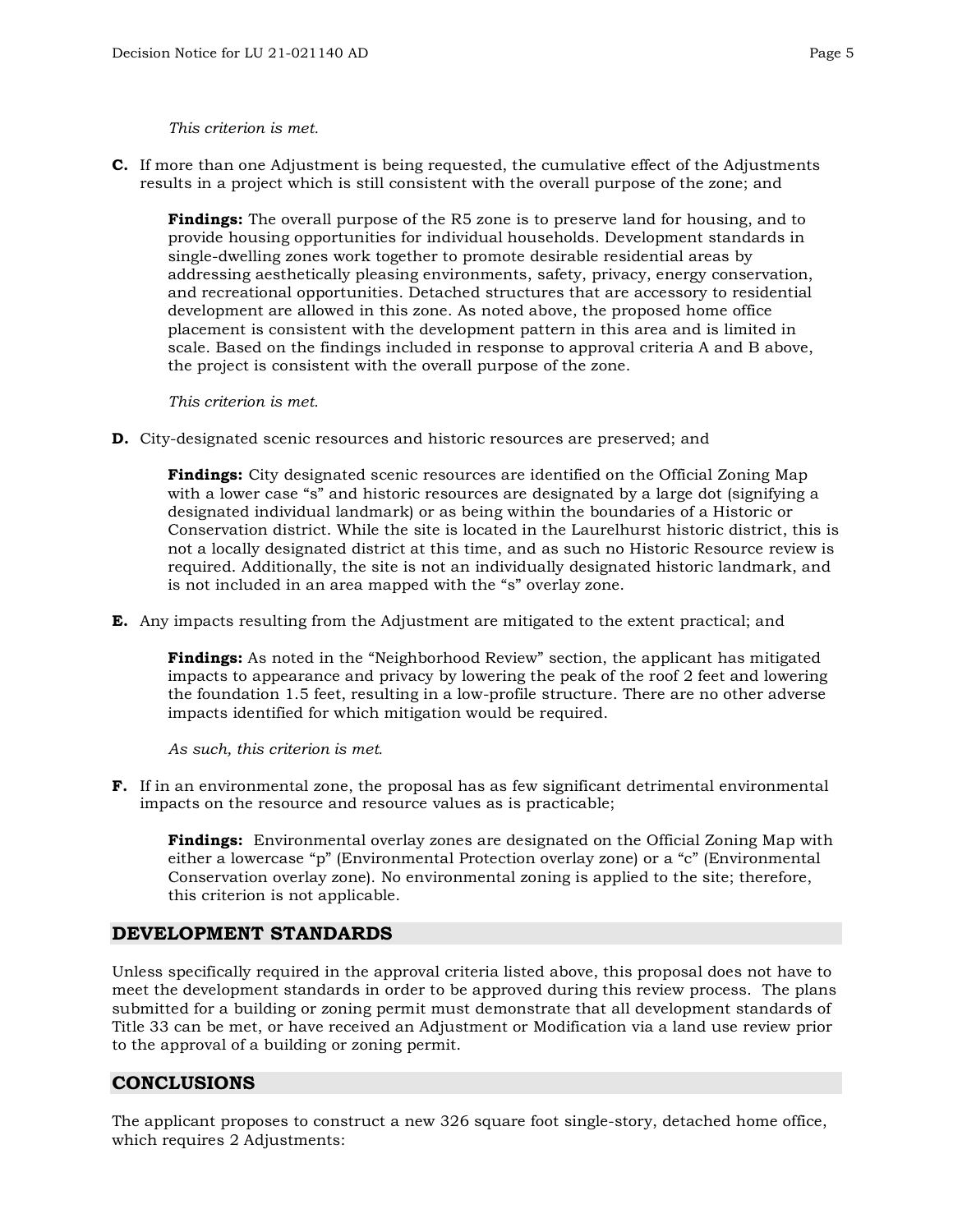*This criterion is met.*

**C.** If more than one Adjustment is being requested, the cumulative effect of the Adjustments results in a project which is still consistent with the overall purpose of the zone; and

**Findings:** The overall purpose of the R5 zone is to preserve land for housing, and to provide housing opportunities for individual households. Development standards in single-dwelling zones work together to promote desirable residential areas by addressing aesthetically pleasing environments, safety, privacy, energy conservation, and recreational opportunities. Detached structures that are accessory to residential development are allowed in this zone. As noted above, the proposed home office placement is consistent with the development pattern in this area and is limited in scale. Based on the findings included in response to approval criteria A and B above, the project is consistent with the overall purpose of the zone.

*This criterion is met.*

**D.** City-designated scenic resources and historic resources are preserved; and

**Findings:** City designated scenic resources are identified on the Official Zoning Map with a lower case "s" and historic resources are designated by a large dot (signifying a designated individual landmark) or as being within the boundaries of a Historic or Conservation district. While the site is located in the Laurelhurst historic district, this is not a locally designated district at this time, and as such no Historic Resource review is required. Additionally, the site is not an individually designated historic landmark, and is not included in an area mapped with the "s" overlay zone.

**E.** Any impacts resulting from the Adjustment are mitigated to the extent practical; and

**Findings:** As noted in the "Neighborhood Review" section, the applicant has mitigated impacts to appearance and privacy by lowering the peak of the roof 2 feet and lowering the foundation 1.5 feet, resulting in a low-profile structure. There are no other adverse impacts identified for which mitigation would be required.

*As such, this criterion is met.*

**F.** If in an environmental zone, the proposal has as few significant detrimental environmental impacts on the resource and resource values as is practicable;

**Findings:** Environmental overlay zones are designated on the Official Zoning Map with either a lowercase "p" (Environmental Protection overlay zone) or a "c" (Environmental Conservation overlay zone). No environmental zoning is applied to the site; therefore, this criterion is not applicable.

## DEVELOPMENT STANDARDS

Unless specifically required in the approval criteria listed above, this proposal does not have to meet the development standards in order to be approved during this review process. The plans submitted for a building or zoning permit must demonstrate that all development standards of Title 33 can be met, or have received an Adjustment or Modification via a land use review prior to the approval of a building or zoning permit.

## CONCLUSIONS

The applicant proposes to construct a new 326 square foot single-story, detached home office, which requires 2 Adjustments: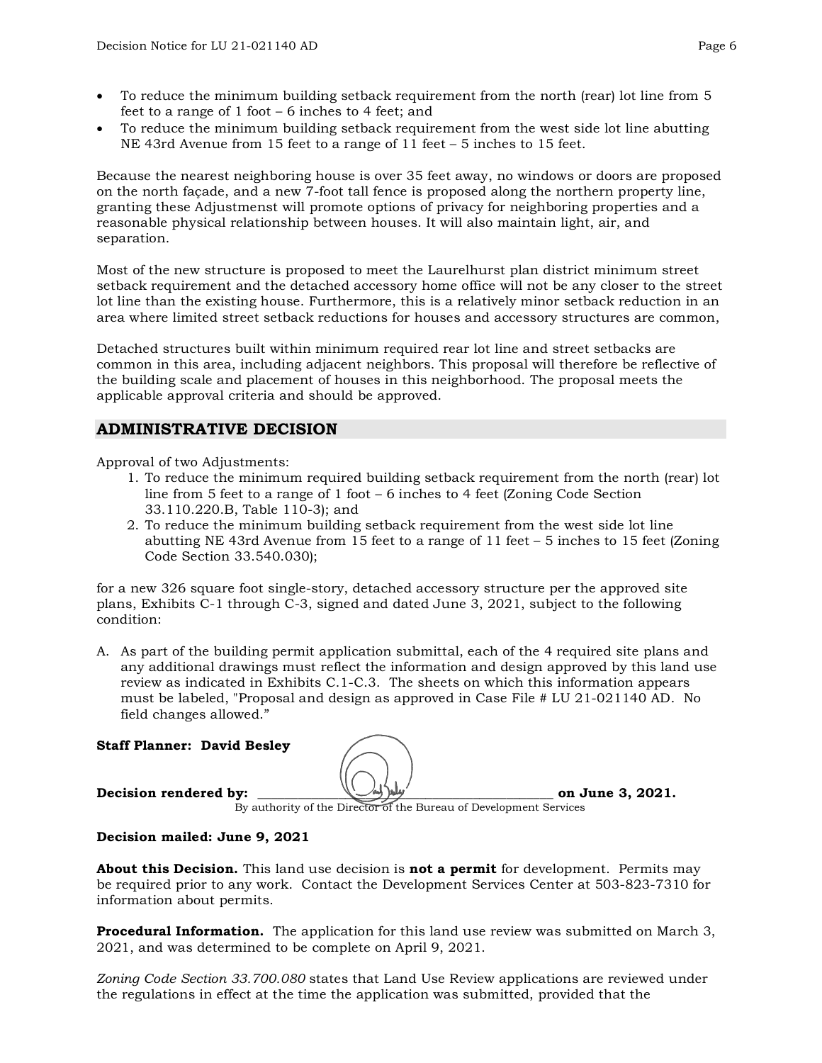- To reduce the minimum building setback requirement from the north (rear) lot line from 5 feet to a range of 1 foot – 6 inches to 4 feet; and
- To reduce the minimum building setback requirement from the west side lot line abutting NE 43rd Avenue from 15 feet to a range of 11 feet – 5 inches to 15 feet.

Because the nearest neighboring house is over 35 feet away, no windows or doors are proposed on the north façade, and a new 7-foot tall fence is proposed along the northern property line, granting these Adjustmenst will promote options of privacy for neighboring properties and a reasonable physical relationship between houses. It will also maintain light, air, and separation.

Most of the new structure is proposed to meet the Laurelhurst plan district minimum street setback requirement and the detached accessory home office will not be any closer to the street lot line than the existing house. Furthermore, this is a relatively minor setback reduction in an area where limited street setback reductions for houses and accessory structures are common,

Detached structures built within minimum required rear lot line and street setbacks are common in this area, including adjacent neighbors. This proposal will therefore be reflective of the building scale and placement of houses in this neighborhood. The proposal meets the applicable approval criteria and should be approved.

## ADMINISTRATIVE DECISION

Approval of two Adjustments:

1. To reduce the minimum required building setback requirement from the north (rear) lot line from 5 feet to a range of 1 foot – 6 inches to 4 feet (Zoning Code Section 33.110.220.B, Table 110-3); and
2. To reduce the minimum building setback requirement from the west side lot line abutting NE 43rd Avenue from 15 feet to a range of 11 feet – 5 inches to 15 feet (Zoning Code Section 33.540.030);

for a new 326 square foot single-story, detached accessory structure per the approved site plans, Exhibits C-1 through C-3, signed and dated June 3, 2021, subject to the following condition:

A. As part of the building permit application submittal, each of the 4 required site plans and any additional drawings must reflect the information and design approved by this land use review as indicated in Exhibits C.1-C.3. The sheets on which this information appears must be labeled, "Proposal and design as approved in Case File # LU 21-021140 AD. No field changes allowed."

**Staff Planner: David Besley**

**Decision rendered by:** ______________________________ **on June 3, 2021.**
By authority of the Director of the Bureau of Development Services

**Decision mailed: June 9, 2021**

**About this Decision.** This land use decision is **not a permit** for development. Permits may be required prior to any work. Contact the Development Services Center at 503-823-7310 for information about permits.

**Procedural Information.** The application for this land use review was submitted on March 3, 2021, and was determined to be complete on April 9, 2021.

*Zoning Code Section 33.700.080* states that Land Use Review applications are reviewed under the regulations in effect at the time the application was submitted, provided that the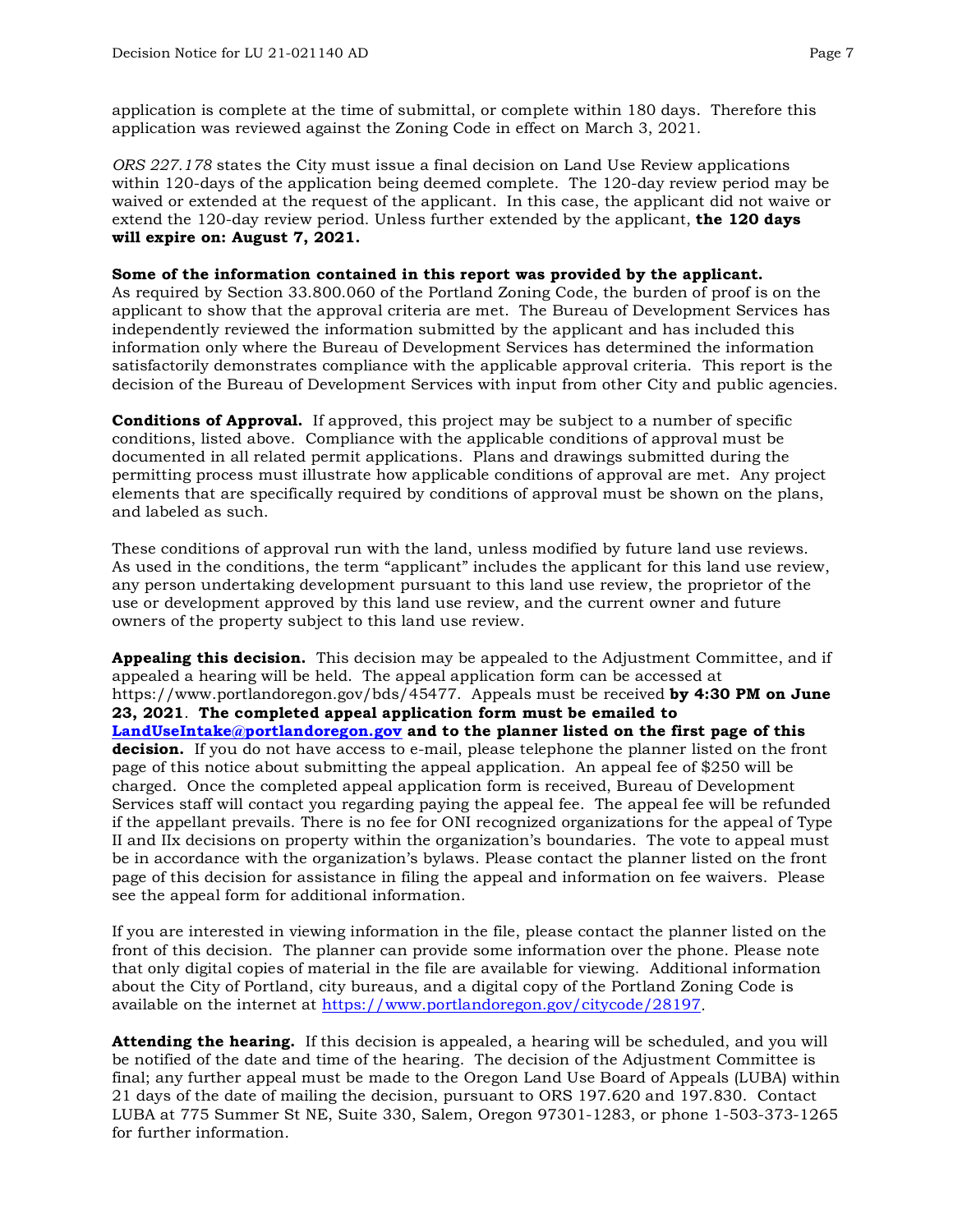application is complete at the time of submittal, or complete within 180 days. Therefore this application was reviewed against the Zoning Code in effect on March 3, 2021.

*ORS 227.178* states the City must issue a final decision on Land Use Review applications within 120-days of the application being deemed complete. The 120-day review period may be waived or extended at the request of the applicant. In this case, the applicant did not waive or extend the 120-day review period. Unless further extended by the applicant, **the 120 days will expire on: August 7, 2021.**

**Some of the information contained in this report was provided by the applicant.**
As required by Section 33.800.060 of the Portland Zoning Code, the burden of proof is on the applicant to show that the approval criteria are met. The Bureau of Development Services has independently reviewed the information submitted by the applicant and has included this information only where the Bureau of Development Services has determined the information satisfactorily demonstrates compliance with the applicable approval criteria. This report is the decision of the Bureau of Development Services with input from other City and public agencies.

**Conditions of Approval.** If approved, this project may be subject to a number of specific conditions, listed above. Compliance with the applicable conditions of approval must be documented in all related permit applications. Plans and drawings submitted during the permitting process must illustrate how applicable conditions of approval are met. Any project elements that are specifically required by conditions of approval must be shown on the plans, and labeled as such.

These conditions of approval run with the land, unless modified by future land use reviews. As used in the conditions, the term "applicant" includes the applicant for this land use review, any person undertaking development pursuant to this land use review, the proprietor of the use or development approved by this land use review, and the current owner and future owners of the property subject to this land use review.

**Appealing this decision.** This decision may be appealed to the Adjustment Committee, and if appealed a hearing will be held. The appeal application form can be accessed at https://www.portlandoregon.gov/bds/45477. Appeals must be received **by 4:30 PM on June 23, 2021**. **The completed appeal application form must be emailed to [LandUseIntake@portlandoregon.gov](mailto:LandUseIntake@portlandoregon.gov) and to the planner listed on the first page of this decision.** If you do not have access to e-mail, please telephone the planner listed on the front page of this notice about submitting the appeal application. An appeal fee of $250 will be charged. Once the completed appeal application form is received, Bureau of Development Services staff will contact you regarding paying the appeal fee. The appeal fee will be refunded if the appellant prevails. There is no fee for ONI recognized organizations for the appeal of Type II and IIx decisions on property within the organization's boundaries. The vote to appeal must be in accordance with the organization's bylaws. Please contact the planner listed on the front page of this decision for assistance in filing the appeal and information on fee waivers. Please see the appeal form for additional information.

If you are interested in viewing information in the file, please contact the planner listed on the front of this decision. The planner can provide some information over the phone. Please note that only digital copies of material in the file are available for viewing. Additional information about the City of Portland, city bureaus, and a digital copy of the Portland Zoning Code is available on the internet at [https://www.portlandoregon.gov/citycode/28197](https://www.portlandoregon.gov/citycode/28197).

**Attending the hearing.** If this decision is appealed, a hearing will be scheduled, and you will be notified of the date and time of the hearing. The decision of the Adjustment Committee is final; any further appeal must be made to the Oregon Land Use Board of Appeals (LUBA) within 21 days of the date of mailing the decision, pursuant to ORS 197.620 and 197.830. Contact LUBA at 775 Summer St NE, Suite 330, Salem, Oregon 97301-1283, or phone 1-503-373-1265 for further information.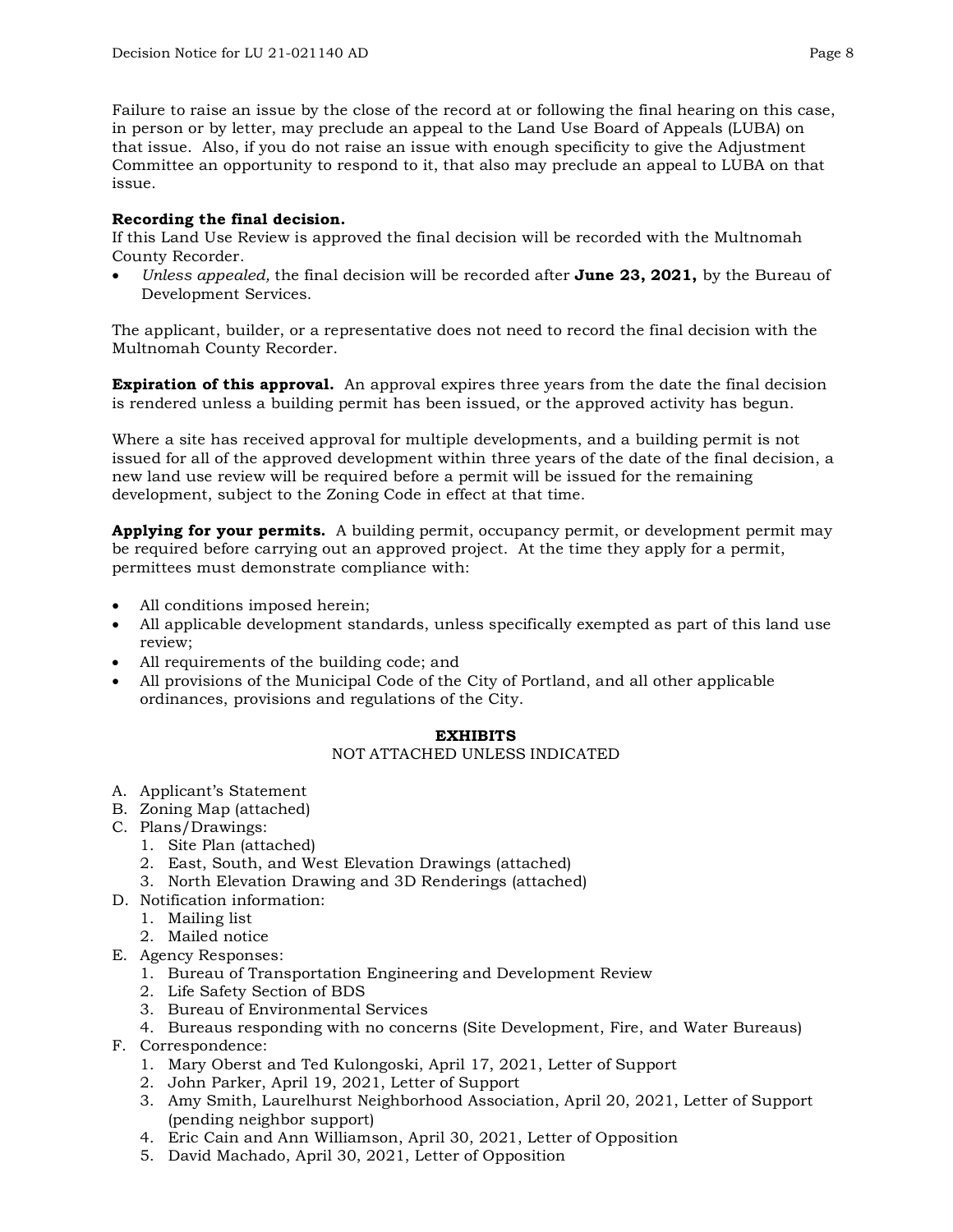Failure to raise an issue by the close of the record at or following the final hearing on this case, in person or by letter, may preclude an appeal to the Land Use Board of Appeals (LUBA) on that issue. Also, if you do not raise an issue with enough specificity to give the Adjustment Committee an opportunity to respond to it, that also may preclude an appeal to LUBA on that issue.

**Recording the final decision.**
If this Land Use Review is approved the final decision will be recorded with the Multnomah County Recorder.

- *Unless appealed,* the final decision will be recorded after **June 23, 2021,** by the Bureau of Development Services.

The applicant, builder, or a representative does not need to record the final decision with the Multnomah County Recorder.

**Expiration of this approval.** An approval expires three years from the date the final decision is rendered unless a building permit has been issued, or the approved activity has begun.

Where a site has received approval for multiple developments, and a building permit is not issued for all of the approved development within three years of the date of the final decision, a new land use review will be required before a permit will be issued for the remaining development, subject to the Zoning Code in effect at that time.

**Applying for your permits.** A building permit, occupancy permit, or development permit may be required before carrying out an approved project. At the time they apply for a permit, permittees must demonstrate compliance with:

- All conditions imposed herein;
- All applicable development standards, unless specifically exempted as part of this land use review;
- All requirements of the building code; and
- All provisions of the Municipal Code of the City of Portland, and all other applicable ordinances, provisions and regulations of the City.

**EXHIBITS**
NOT ATTACHED UNLESS INDICATED

A. Applicant's Statement
B. Zoning Map (attached)
C. Plans/Drawings:
   1. Site Plan (attached)
   2. East, South, and West Elevation Drawings (attached)
   3. North Elevation Drawing and 3D Renderings (attached)
D. Notification information:
   1. Mailing list
   2. Mailed notice
E. Agency Responses:
   1. Bureau of Transportation Engineering and Development Review
   2. Life Safety Section of BDS
   3. Bureau of Environmental Services
   4. Bureaus responding with no concerns (Site Development, Fire, and Water Bureaus)
F. Correspondence:
   1. Mary Oberst and Ted Kulongoski, April 17, 2021, Letter of Support
   2. John Parker, April 19, 2021, Letter of Support
   3. Amy Smith, Laurelhurst Neighborhood Association, April 20, 2021, Letter of Support (pending neighbor support)
   4. Eric Cain and Ann Williamson, April 30, 2021, Letter of Opposition
   5. David Machado, April 30, 2021, Letter of Opposition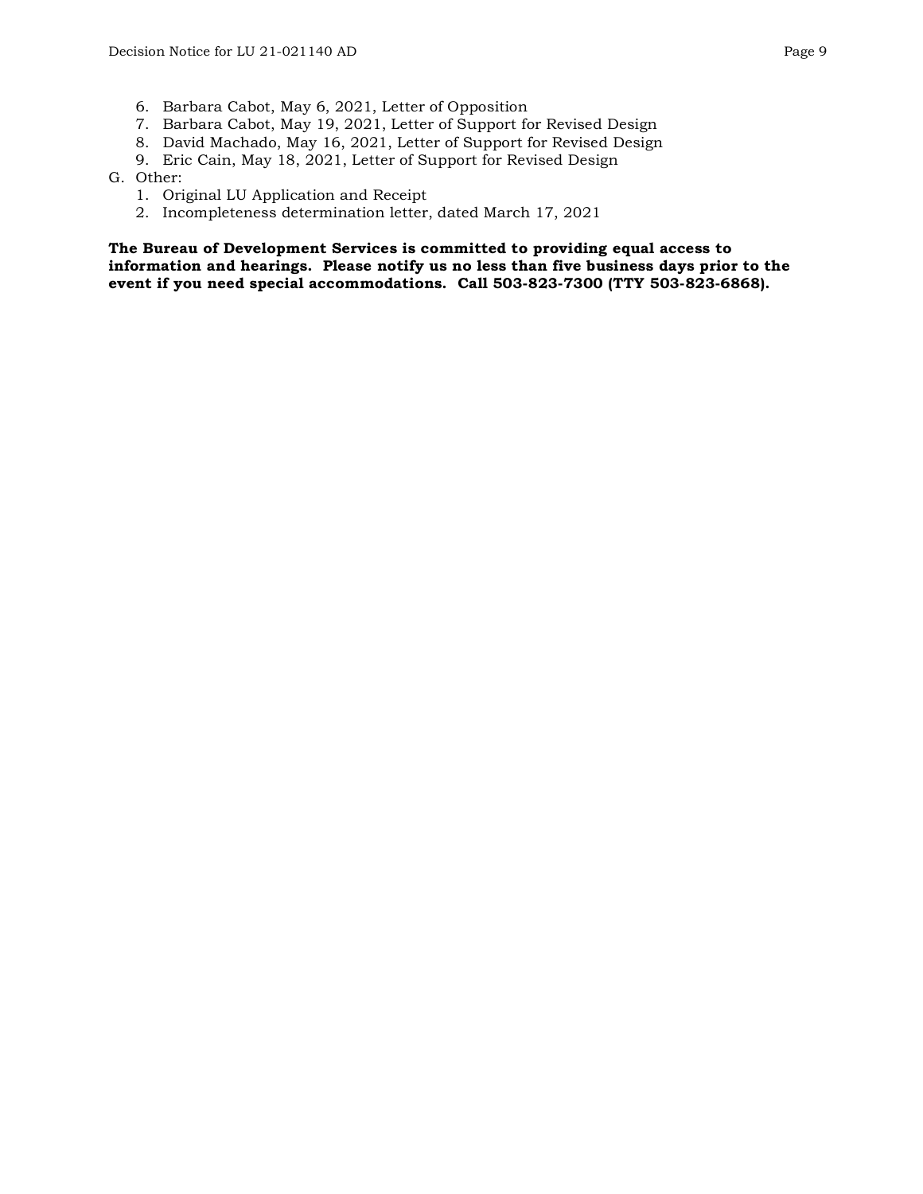6. Barbara Cabot, May 6, 2021, Letter of Opposition
7. Barbara Cabot, May 19, 2021, Letter of Support for Revised Design
8. David Machado, May 16, 2021, Letter of Support for Revised Design
9. Eric Cain, May 18, 2021, Letter of Support for Revised Design

G. Other:
1. Original LU Application and Receipt
2. Incompleteness determination letter, dated March 17, 2021

**The Bureau of Development Services is committed to providing equal access to information and hearings. Please notify us no less than five business days prior to the event if you need special accommodations. Call 503-823-7300 (TTY 503-823-6868).**